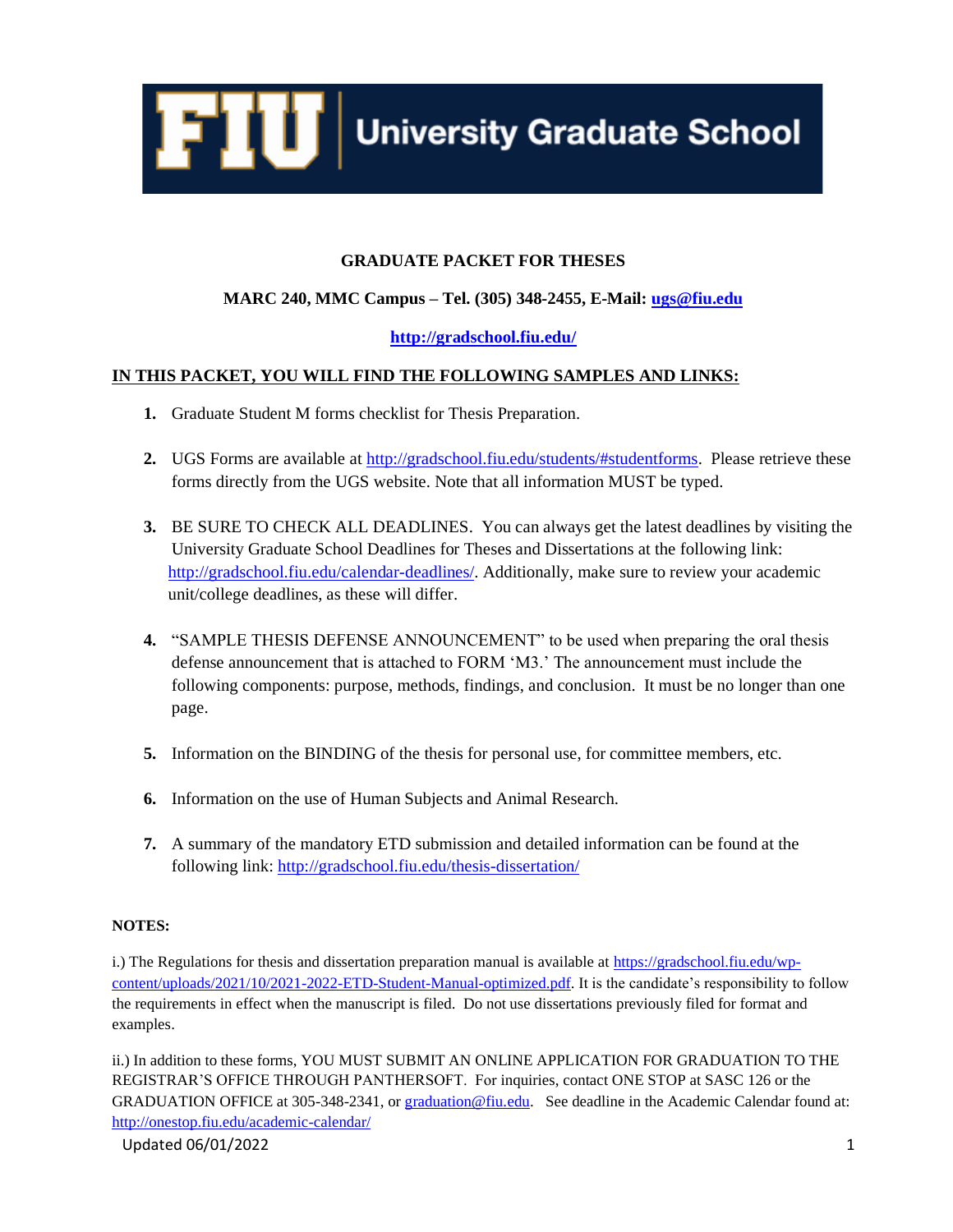# FIU University Graduate School

## GRADUATE PACKET FOR THESES

**MARC 240, MMC Campus – Tel. (305) 348-2455, E-Mail: ugs@fiu.edu**

**http://gradschool.fiu.edu/**

**IN THIS PACKET, YOU WILL FIND THE FOLLOWING SAMPLES AND LINKS:**

1. Graduate Student M forms checklist for Thesis Preparation.

2. UGS Forms are available at http://gradschool.fiu.edu/students/#studentforms. Please retrieve these forms directly from the UGS website. Note that all information MUST be typed.

3. BE SURE TO CHECK ALL DEADLINES. You can always get the latest deadlines by visiting the University Graduate School Deadlines for Theses and Dissertations at the following link: http://gradschool.fiu.edu/calendar-deadlines/. Additionally, make sure to review your academic unit/college deadlines, as these will differ.

4. "SAMPLE THESIS DEFENSE ANNOUNCEMENT" to be used when preparing the oral thesis defense announcement that is attached to FORM 'M3.' The announcement must include the following components: purpose, methods, findings, and conclusion. It must be no longer than one page.

5. Information on the BINDING of the thesis for personal use, for committee members, etc.

6. Information on the use of Human Subjects and Animal Research.

7. A summary of the mandatory ETD submission and detailed information can be found at the following link: http://gradschool.fiu.edu/thesis-dissertation/

**NOTES:**

i.) The Regulations for thesis and dissertation preparation manual is available at https://gradschool.fiu.edu/wp-content/uploads/2021/10/2021-2022-ETD-Student-Manual-optimized.pdf. It is the candidate's responsibility to follow the requirements in effect when the manuscript is filed. Do not use dissertations previously filed for format and examples.

ii.) In addition to these forms, YOU MUST SUBMIT AN ONLINE APPLICATION FOR GRADUATION TO THE REGISTRAR'S OFFICE THROUGH PANTHERSOFT. For inquiries, contact ONE STOP at SASC 126 or the GRADUATION OFFICE at 305-348-2341, or graduation@fiu.edu. See deadline in the Academic Calendar found at: http://onestop.fiu.edu/academic-calendar/

Updated 06/01/2022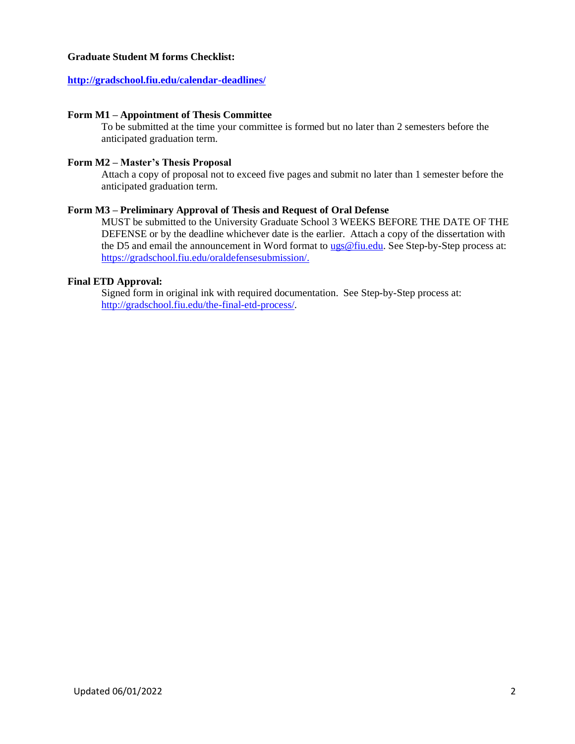**Graduate Student M forms Checklist:**

**[http://gradschool.fiu.edu/calendar-deadlines/](http://gradschool.fiu.edu/calendar-deadlines/)**

**Form M1 – Appointment of Thesis Committee**

To be submitted at the time your committee is formed but no later than 2 semesters before the anticipated graduation term.

**Form M2 – Master's Thesis Proposal**

Attach a copy of proposal not to exceed five pages and submit no later than 1 semester before the anticipated graduation term.

**Form M3 – Preliminary Approval of Thesis and Request of Oral Defense**

MUST be submitted to the University Graduate School 3 WEEKS BEFORE THE DATE OF THE DEFENSE or by the deadline whichever date is the earlier. Attach a copy of the dissertation with the D5 and email the announcement in Word format to [ugs@fiu.edu](mailto:ugs@fiu.edu). See Step-by-Step process at: [https://gradschool.fiu.edu/oraldefensesubmission/.](https://gradschool.fiu.edu/oraldefensesubmission/)

**Final ETD Approval:**

Signed form in original ink with required documentation. See Step-by-Step process at: [http://gradschool.fiu.edu/the-final-etd-process/](http://gradschool.fiu.edu/the-final-etd-process/).

Updated 06/01/2022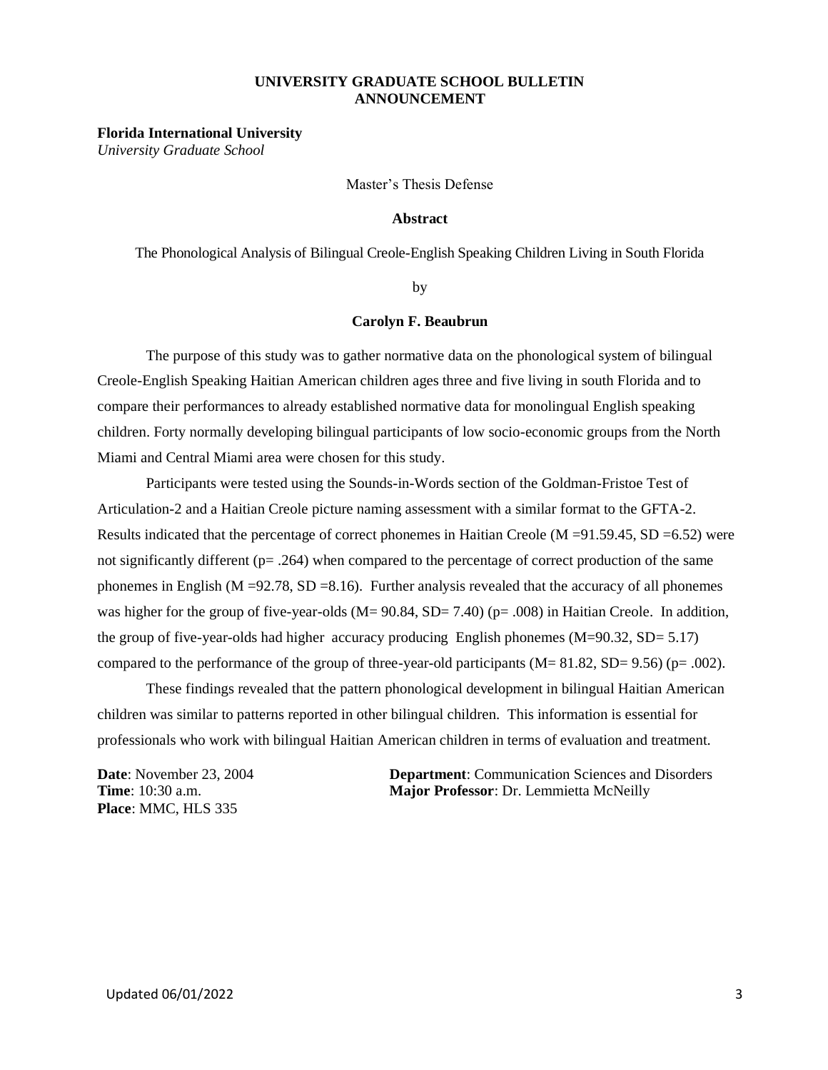**UNIVERSITY GRADUATE SCHOOL BULLETIN ANNOUNCEMENT**

**Florida International University**
*University Graduate School*

Master's Thesis Defense

**Abstract**

The Phonological Analysis of Bilingual Creole-English Speaking Children Living in South Florida

by

**Carolyn F. Beaubrun**

The purpose of this study was to gather normative data on the phonological system of bilingual Creole-English Speaking Haitian American children ages three and five living in south Florida and to compare their performances to already established normative data for monolingual English speaking children. Forty normally developing bilingual participants of low socio-economic groups from the North Miami and Central Miami area were chosen for this study.

Participants were tested using the Sounds-in-Words section of the Goldman-Fristoe Test of Articulation-2 and a Haitian Creole picture naming assessment with a similar format to the GFTA-2. Results indicated that the percentage of correct phonemes in Haitian Creole (M =91.59.45, SD =6.52) were not significantly different ($p = .264$) when compared to the percentage of correct production of the same phonemes in English (M =92.78, SD =8.16). Further analysis revealed that the accuracy of all phonemes was higher for the group of five-year-olds (M= 90.84, SD= 7.40) ($p = .008$) in Haitian Creole. In addition, the group of five-year-olds had higher accuracy producing English phonemes (M=90.32, SD= 5.17) compared to the performance of the group of three-year-old participants (M= 81.82, SD= 9.56) ($p = .002$).

These findings revealed that the pattern phonological development in bilingual Haitian American children was similar to patterns reported in other bilingual children. This information is essential for professionals who work with bilingual Haitian American children in terms of evaluation and treatment.

**Date**: November 23, 2004
**Time**: 10:30 a.m.
**Place**: MMC, HLS 335

**Department**: Communication Sciences and Disorders
**Major Professor**: Dr. Lemmietta McNeilly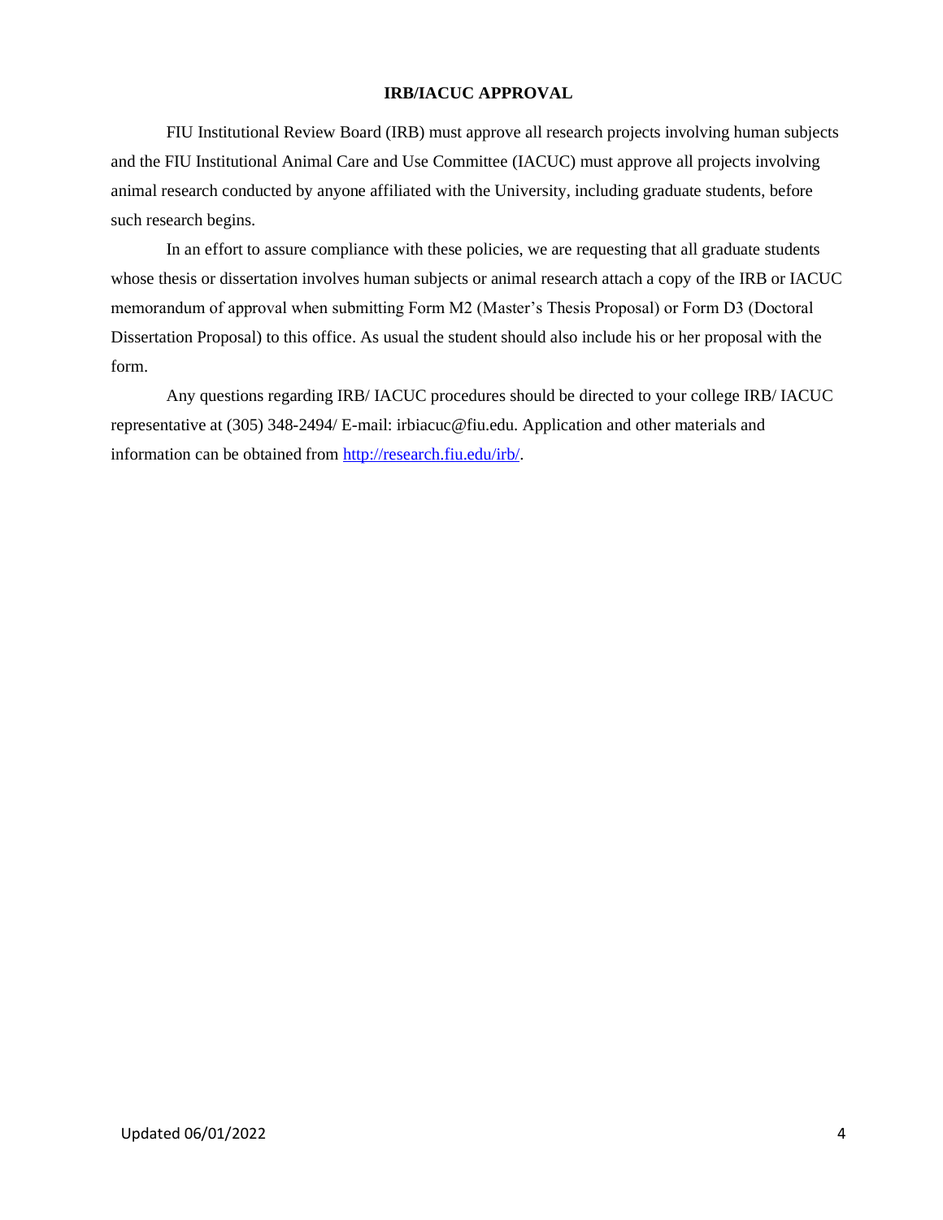**IRB/IACUC APPROVAL**

FIU Institutional Review Board (IRB) must approve all research projects involving human subjects and the FIU Institutional Animal Care and Use Committee (IACUC) must approve all projects involving animal research conducted by anyone affiliated with the University, including graduate students, before such research begins.

In an effort to assure compliance with these policies, we are requesting that all graduate students whose thesis or dissertation involves human subjects or animal research attach a copy of the IRB or IACUC memorandum of approval when submitting Form M2 (Master's Thesis Proposal) or Form D3 (Doctoral Dissertation Proposal) to this office. As usual the student should also include his or her proposal with the form.

Any questions regarding IRB/ IACUC procedures should be directed to your college IRB/ IACUC representative at (305) 348-2494/ E-mail: irbiacuc@fiu.edu. Application and other materials and information can be obtained from [http://research.fiu.edu/irb/](http://research.fiu.edu/irb/).

Updated 06/01/2022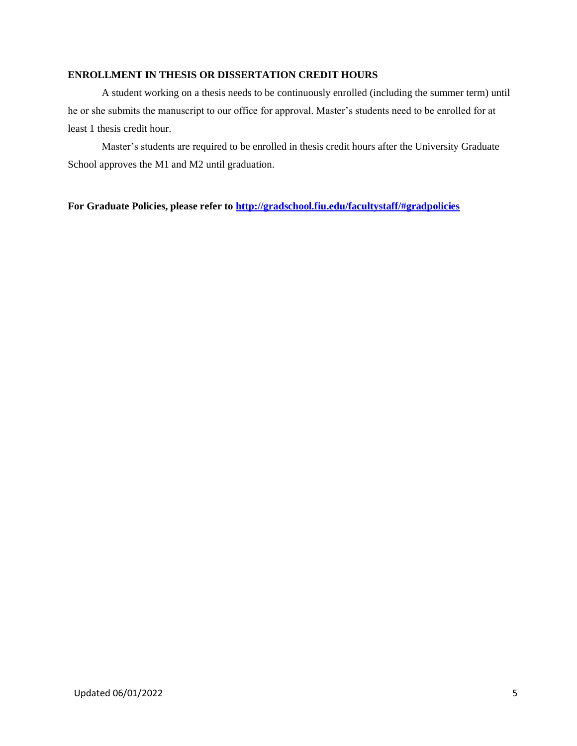## ENROLLMENT IN THESIS OR DISSERTATION CREDIT HOURS

A student working on a thesis needs to be continuously enrolled (including the summer term) until he or she submits the manuscript to our office for approval. Master's students need to be enrolled for at least 1 thesis credit hour.

Master's students are required to be enrolled in thesis credit hours after the University Graduate School approves the M1 and M2 until graduation.

**For Graduate Policies, please refer to [http://gradschool.fiu.edu/facultystaff/#gradpolicies](http://gradschool.fiu.edu/facultystaff/#gradpolicies)**

Updated 06/01/2022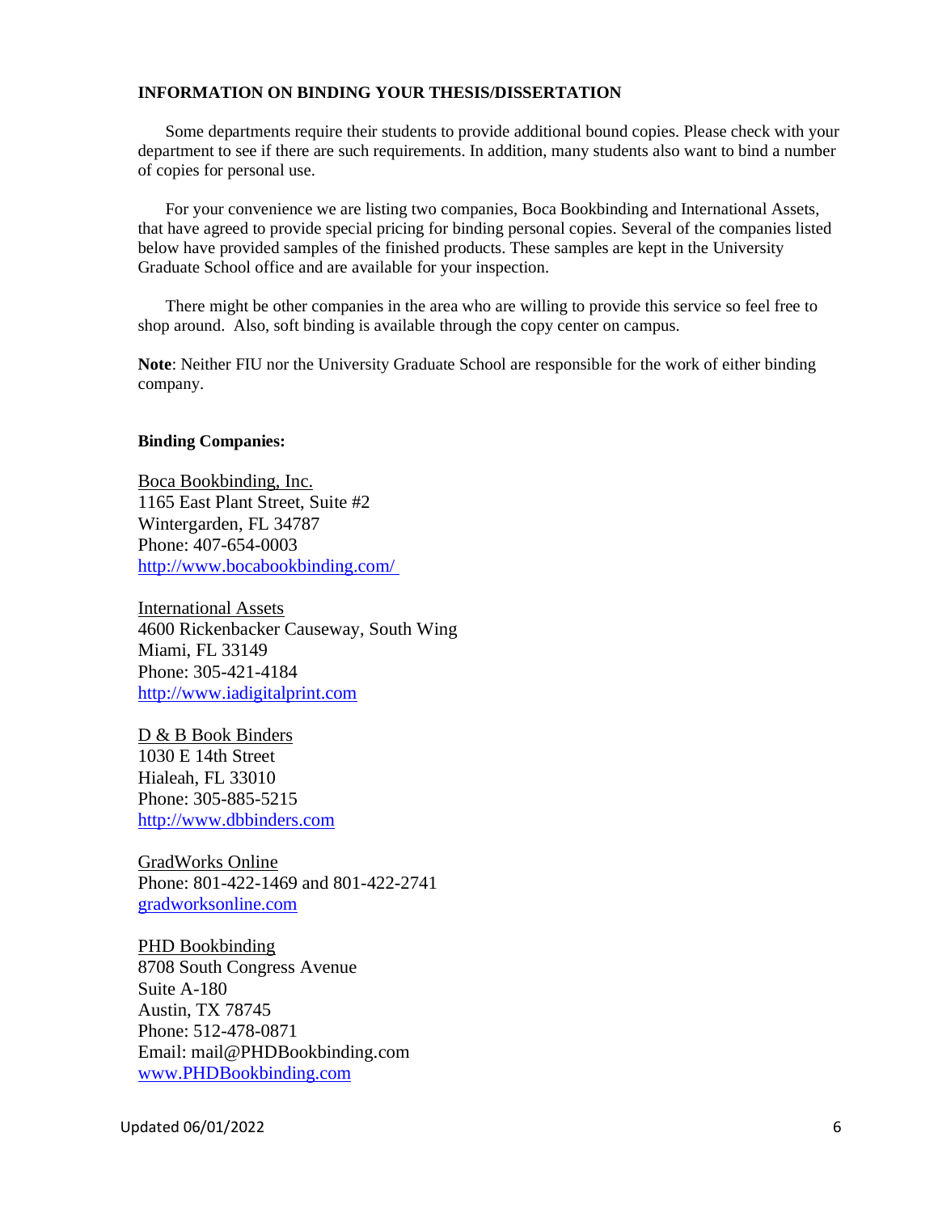**INFORMATION ON BINDING YOUR THESIS/DISSERTATION**

Some departments require their students to provide additional bound copies. Please check with your department to see if there are such requirements. In addition, many students also want to bind a number of copies for personal use.

For your convenience we are listing two companies, Boca Bookbinding and International Assets, that have agreed to provide special pricing for binding personal copies. Several of the companies listed below have provided samples of the finished products. These samples are kept in the University Graduate School office and are available for your inspection.

There might be other companies in the area who are willing to provide this service so feel free to shop around. Also, soft binding is available through the copy center on campus.

**Note**: Neither FIU nor the University Graduate School are responsible for the work of either binding company.

**Binding Companies:**

Boca Bookbinding, Inc.
1165 East Plant Street, Suite #2
Wintergarden, FL 34787
Phone: 407-654-0003
http://www.bocabookbinding.com/

International Assets
4600 Rickenbacker Causeway, South Wing
Miami, FL 33149
Phone: 305-421-4184
http://www.iadigitalprint.com

D & B Book Binders
1030 E 14th Street
Hialeah, FL 33010
Phone: 305-885-5215
http://www.dbbinders.com

GradWorks Online
Phone: 801-422-1469 and 801-422-2741
gradworksonline.com

PHD Bookbinding
8708 South Congress Avenue
Suite A-180
Austin, TX 78745
Phone: 512-478-0871
Email: mail@PHDBookbinding.com
www.PHDBookbinding.com

Updated 06/01/2022